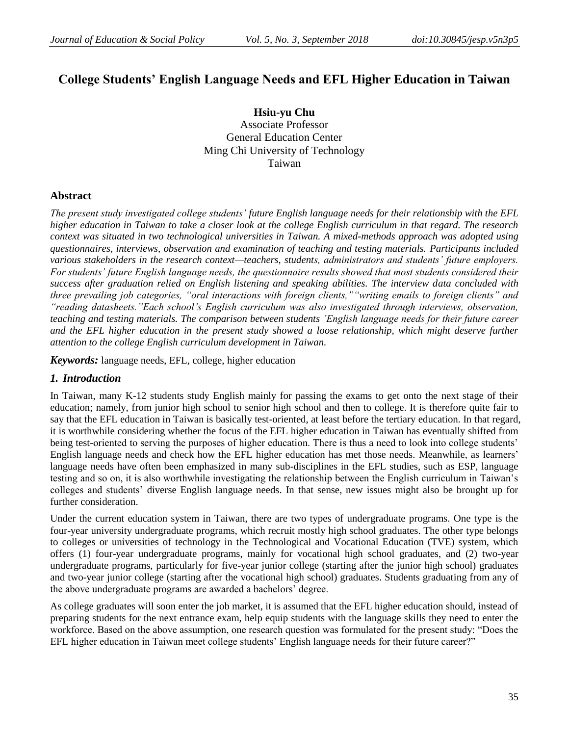# College Students' English Language Needs and EFL Higher Education in Taiwan

**Hsiu-yu Chu**
Associate Professor
General Education Center
Ming Chi University of Technology
Taiwan

## Abstract

*The present study investigated college students' future English language needs for their relationship with the EFL higher education in Taiwan to take a closer look at the college English curriculum in that regard. The research context was situated in two technological universities in Taiwan. A mixed-methods approach was adopted using questionnaires, interviews, observation and examination of teaching and testing materials. Participants included various stakeholders in the research context—teachers, students, administrators and students' future employers. For students' future English language needs, the questionnaire results showed that most students considered their success after graduation relied on English listening and speaking abilities. The interview data concluded with three prevailing job categories, "oral interactions with foreign clients,""writing emails to foreign clients" and "reading datasheets."Each school's English curriculum was also investigated through interviews, observation, teaching and testing materials. The comparison between students 'English language needs for their future career and the EFL higher education in the present study showed a loose relationship, which might deserve further attention to the college English curriculum development in Taiwan.*

***Keywords:*** language needs, EFL, college, higher education

## *1. Introduction*

In Taiwan, many K-12 students study English mainly for passing the exams to get onto the next stage of their education; namely, from junior high school to senior high school and then to college. It is therefore quite fair to say that the EFL education in Taiwan is basically test-oriented, at least before the tertiary education. In that regard, it is worthwhile considering whether the focus of the EFL higher education in Taiwan has eventually shifted from being test-oriented to serving the purposes of higher education. There is thus a need to look into college students' English language needs and check how the EFL higher education has met those needs. Meanwhile, as learners' language needs have often been emphasized in many sub-disciplines in the EFL studies, such as ESP, language testing and so on, it is also worthwhile investigating the relationship between the English curriculum in Taiwan's colleges and students' diverse English language needs. In that sense, new issues might also be brought up for further consideration.

Under the current education system in Taiwan, there are two types of undergraduate programs. One type is the four-year university undergraduate programs, which recruit mostly high school graduates. The other type belongs to colleges or universities of technology in the Technological and Vocational Education (TVE) system, which offers (1) four-year undergraduate programs, mainly for vocational high school graduates, and (2) two-year undergraduate programs, particularly for five-year junior college (starting after the junior high school) graduates and two-year junior college (starting after the vocational high school) graduates. Students graduating from any of the above undergraduate programs are awarded a bachelors' degree.

As college graduates will soon enter the job market, it is assumed that the EFL higher education should, instead of preparing students for the next entrance exam, help equip students with the language skills they need to enter the workforce. Based on the above assumption, one research question was formulated for the present study: "Does the EFL higher education in Taiwan meet college students' English language needs for their future career?"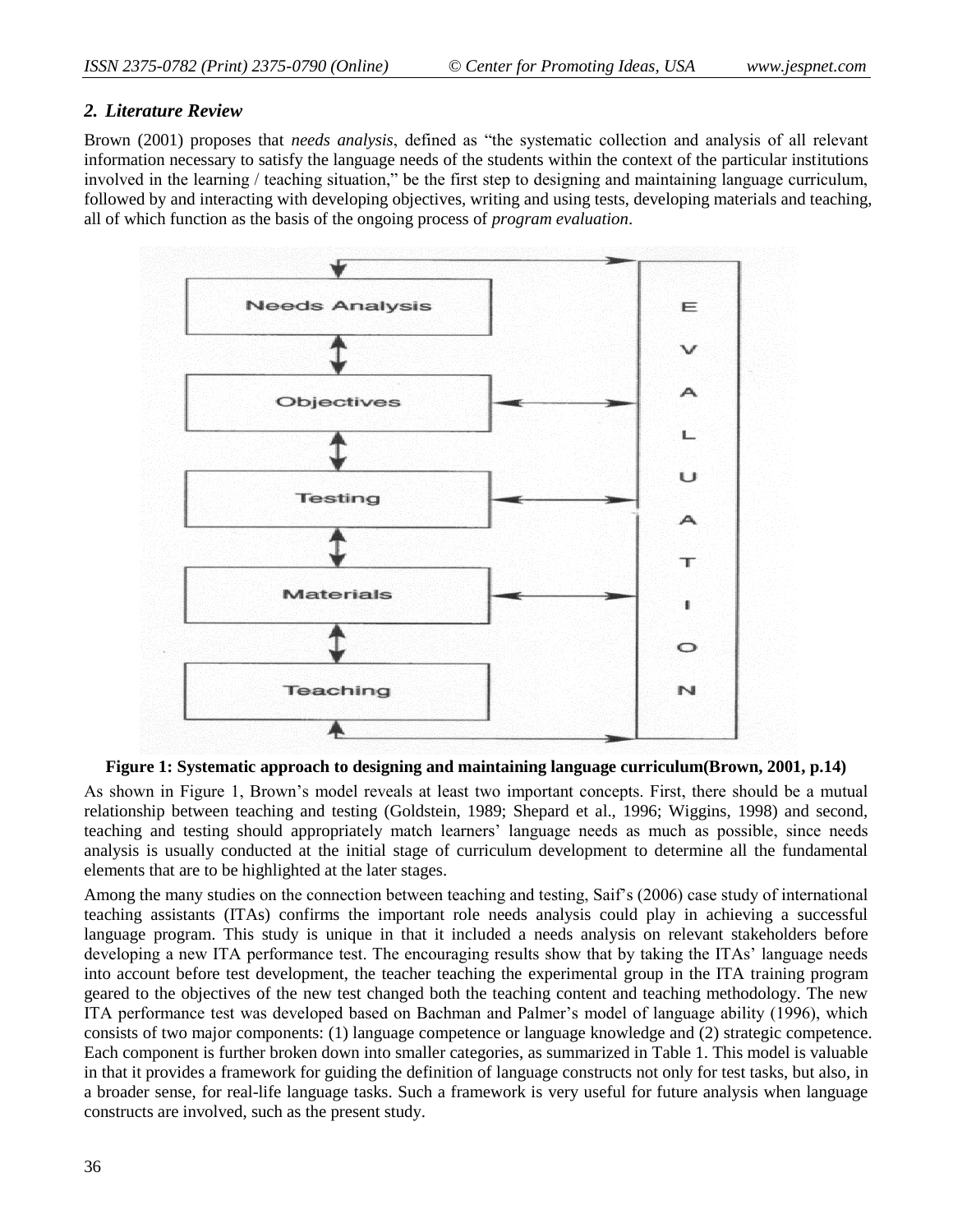## *2. Literature Review*

Brown (2001) proposes that *needs analysis*, defined as "the systematic collection and analysis of all relevant information necessary to satisfy the language needs of the students within the context of the particular institutions involved in the learning / teaching situation," be the first step to designing and maintaining language curriculum, followed by and interacting with developing objectives, writing and using tests, developing materials and teaching, all of which function as the basis of the ongoing process of *program evaluation*.

**Figure 1: Systematic approach to designing and maintaining language curriculum(Brown, 2001, p.14)**

As shown in Figure 1, Brown's model reveals at least two important concepts. First, there should be a mutual relationship between teaching and testing (Goldstein, 1989; Shepard et al., 1996; Wiggins, 1998) and second, teaching and testing should appropriately match learners' language needs as much as possible, since needs analysis is usually conducted at the initial stage of curriculum development to determine all the fundamental elements that are to be highlighted at the later stages.

Among the many studies on the connection between teaching and testing, Saif's (2006) case study of international teaching assistants (ITAs) confirms the important role needs analysis could play in achieving a successful language program. This study is unique in that it included a needs analysis on relevant stakeholders before developing a new ITA performance test. The encouraging results show that by taking the ITAs' language needs into account before test development, the teacher teaching the experimental group in the ITA training program geared to the objectives of the new test changed both the teaching content and teaching methodology. The new ITA performance test was developed based on Bachman and Palmer's model of language ability (1996), which consists of two major components: (1) language competence or language knowledge and (2) strategic competence. Each component is further broken down into smaller categories, as summarized in Table 1. This model is valuable in that it provides a framework for guiding the definition of language constructs not only for test tasks, but also, in a broader sense, for real-life language tasks. Such a framework is very useful for future analysis when language constructs are involved, such as the present study.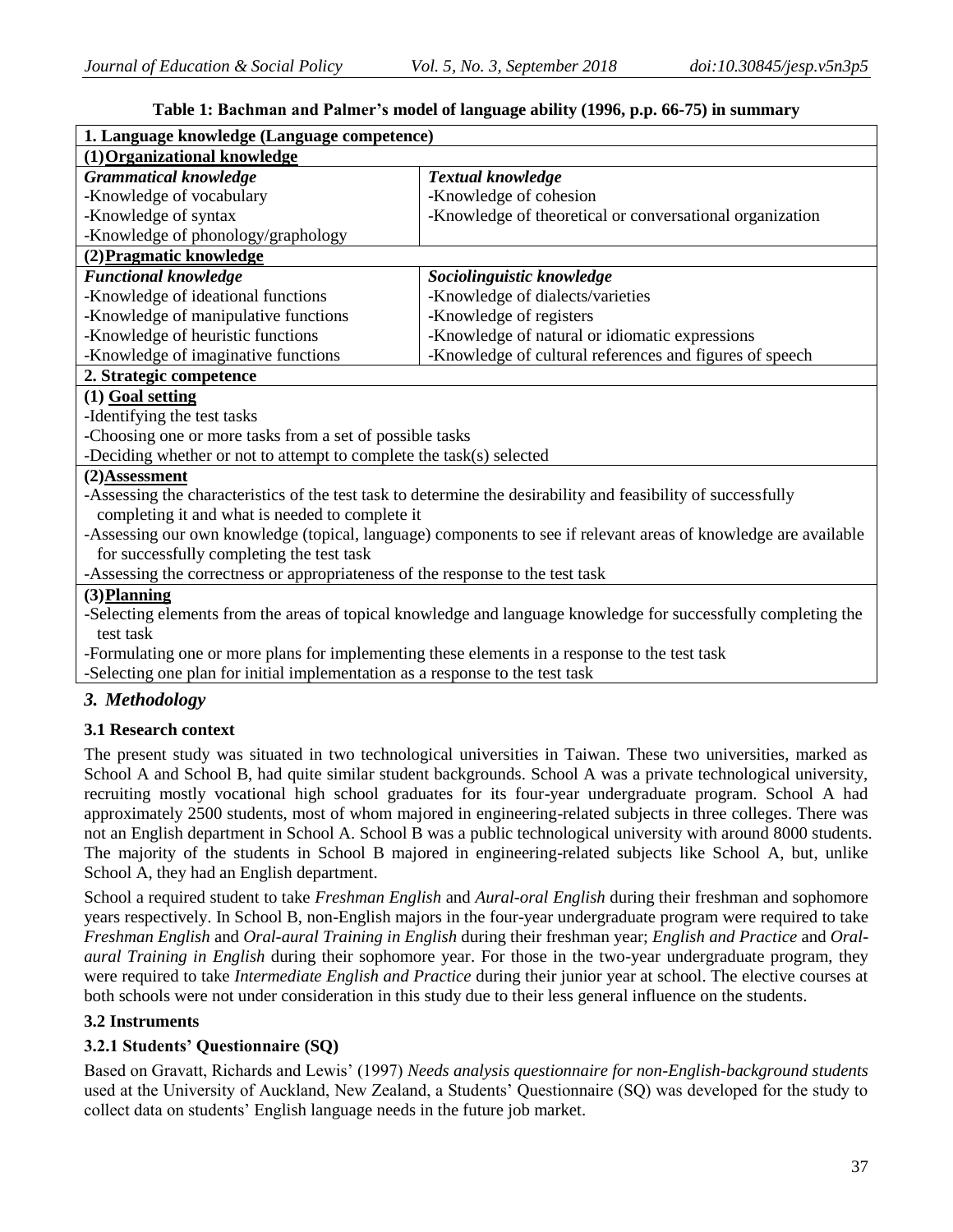**Table 1: Bachman and Palmer's model of language ability (1996, p.p. 66-75) in summary**

| **1. Language knowledge (Language competence)** | |
|---|---|
| **(1) Organizational knowledge** | |
| ***Grammatical knowledge*** | ***Textual knowledge*** |
| -Knowledge of vocabulary | -Knowledge of cohesion |
| -Knowledge of syntax | -Knowledge of theoretical or conversational organization |
| -Knowledge of phonology/graphology | |
| **(2) Pragmatic knowledge** | |
| ***Functional knowledge*** | ***Sociolinguistic knowledge*** |
| -Knowledge of ideational functions | -Knowledge of dialects/varieties |
| -Knowledge of manipulative functions | -Knowledge of registers |
| -Knowledge of heuristic functions | -Knowledge of natural or idiomatic expressions |
| -Knowledge of imaginative functions | -Knowledge of cultural references and figures of speech |
| **2. Strategic competence** | |
| **(1) Goal setting** | |
| -Identifying the test tasks | |
| -Choosing one or more tasks from a set of possible tasks | |
| -Deciding whether or not to attempt to complete the task(s) selected | |
| **(2) Assessment** | |
| -Assessing the characteristics of the test task to determine the desirability and feasibility of successfully completing it and what is needed to complete it | |
| -Assessing our own knowledge (topical, language) components to see if relevant areas of knowledge are available for successfully completing the test task | |
| -Assessing the correctness or appropriateness of the response to the test task | |
| **(3) Planning** | |
| -Selecting elements from the areas of topical knowledge and language knowledge for successfully completing the test task | |
| -Formulating one or more plans for implementing these elements in a response to the test task | |
| -Selecting one plan for initial implementation as a response to the test task | |

## *3. Methodology*

### 3.1 Research context

The present study was situated in two technological universities in Taiwan. These two universities, marked as School A and School B, had quite similar student backgrounds. School A was a private technological university, recruiting mostly vocational high school graduates for its four-year undergraduate program. School A had approximately 2500 students, most of whom majored in engineering-related subjects in three colleges. There was not an English department in School A. School B was a public technological university with around 8000 students. The majority of the students in School B majored in engineering-related subjects like School A, but, unlike School A, they had an English department.

School a required student to take *Freshman English* and *Aural-oral English* during their freshman and sophomore years respectively. In School B, non-English majors in the four-year undergraduate program were required to take *Freshman English* and *Oral-aural Training in English* during their freshman year; *English and Practice* and *Oral-aural Training in English* during their sophomore year. For those in the two-year undergraduate program, they were required to take *Intermediate English and Practice* during their junior year at school. The elective courses at both schools were not under consideration in this study due to their less general influence on the students.

### 3.2 Instruments

### 3.2.1 Students' Questionnaire (SQ)

Based on Gravatt, Richards and Lewis' (1997) *Needs analysis questionnaire for non-English-background students* used at the University of Auckland, New Zealand, a Students' Questionnaire (SQ) was developed for the study to collect data on students' English language needs in the future job market.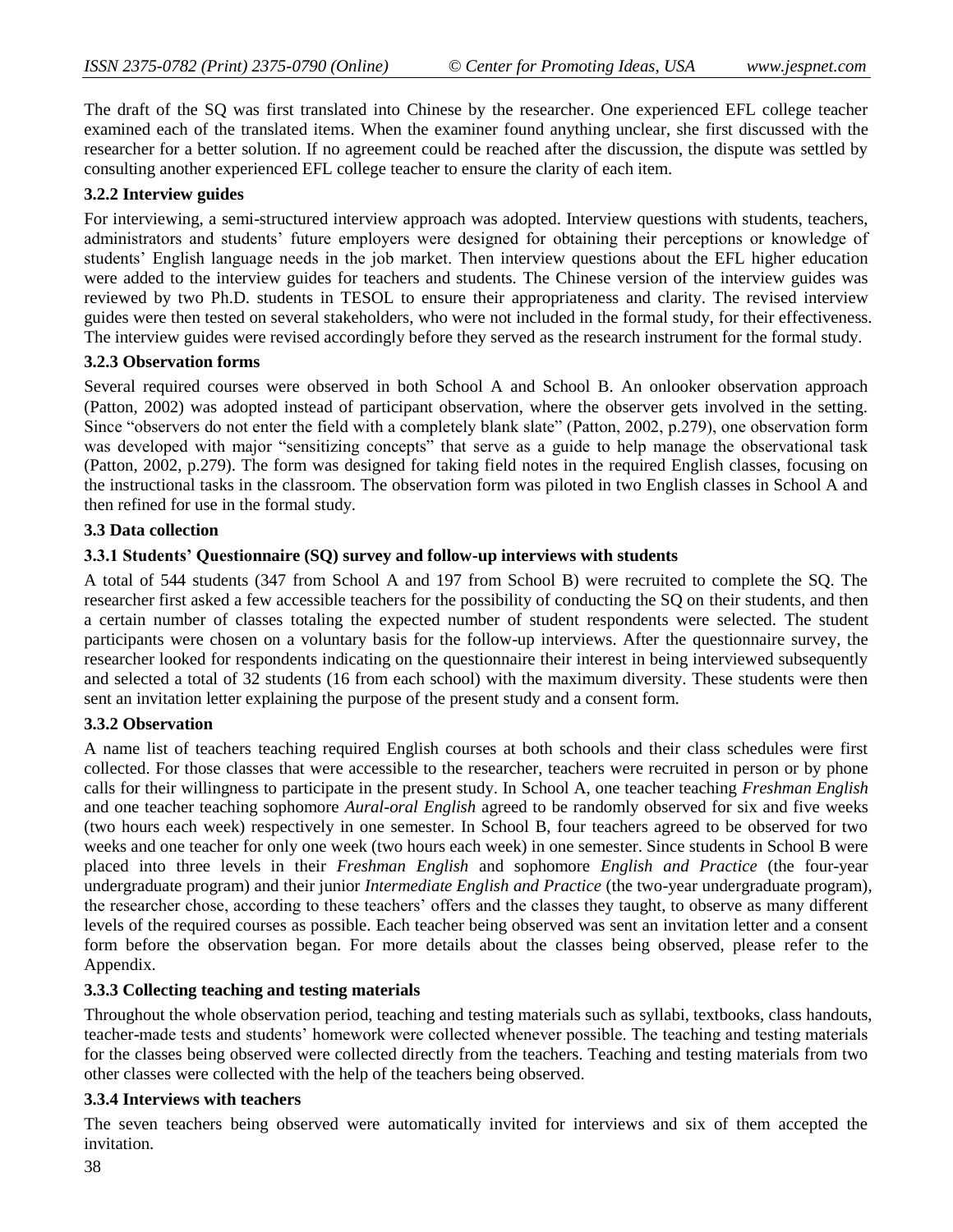The draft of the SQ was first translated into Chinese by the researcher. One experienced EFL college teacher examined each of the translated items. When the examiner found anything unclear, she first discussed with the researcher for a better solution. If no agreement could be reached after the discussion, the dispute was settled by consulting another experienced EFL college teacher to ensure the clarity of each item.

### 3.2.2 Interview guides

For interviewing, a semi-structured interview approach was adopted. Interview questions with students, teachers, administrators and students' future employers were designed for obtaining their perceptions or knowledge of students' English language needs in the job market. Then interview questions about the EFL higher education were added to the interview guides for teachers and students. The Chinese version of the interview guides was reviewed by two Ph.D. students in TESOL to ensure their appropriateness and clarity. The revised interview guides were then tested on several stakeholders, who were not included in the formal study, for their effectiveness. The interview guides were revised accordingly before they served as the research instrument for the formal study.

### 3.2.3 Observation forms

Several required courses were observed in both School A and School B. An onlooker observation approach (Patton, 2002) was adopted instead of participant observation, where the observer gets involved in the setting. Since "observers do not enter the field with a completely blank slate" (Patton, 2002, p.279), one observation form was developed with major "sensitizing concepts" that serve as a guide to help manage the observational task (Patton, 2002, p.279). The form was designed for taking field notes in the required English classes, focusing on the instructional tasks in the classroom. The observation form was piloted in two English classes in School A and then refined for use in the formal study.

## 3.3 Data collection

### 3.3.1 Students' Questionnaire (SQ) survey and follow-up interviews with students

A total of 544 students (347 from School A and 197 from School B) were recruited to complete the SQ. The researcher first asked a few accessible teachers for the possibility of conducting the SQ on their students, and then a certain number of classes totaling the expected number of student respondents were selected. The student participants were chosen on a voluntary basis for the follow-up interviews. After the questionnaire survey, the researcher looked for respondents indicating on the questionnaire their interest in being interviewed subsequently and selected a total of 32 students (16 from each school) with the maximum diversity. These students were then sent an invitation letter explaining the purpose of the present study and a consent form.

### 3.3.2 Observation

A name list of teachers teaching required English courses at both schools and their class schedules were first collected. For those classes that were accessible to the researcher, teachers were recruited in person or by phone calls for their willingness to participate in the present study. In School A, one teacher teaching *Freshman English* and one teacher teaching sophomore *Aural-oral English* agreed to be randomly observed for six and five weeks (two hours each week) respectively in one semester. In School B, four teachers agreed to be observed for two weeks and one teacher for only one week (two hours each week) in one semester. Since students in School B were placed into three levels in their *Freshman English* and sophomore *English and Practice* (the four-year undergraduate program) and their junior *Intermediate English and Practice* (the two-year undergraduate program), the researcher chose, according to these teachers' offers and the classes they taught, to observe as many different levels of the required courses as possible. Each teacher being observed was sent an invitation letter and a consent form before the observation began. For more details about the classes being observed, please refer to the Appendix.

### 3.3.3 Collecting teaching and testing materials

Throughout the whole observation period, teaching and testing materials such as syllabi, textbooks, class handouts, teacher-made tests and students' homework were collected whenever possible. The teaching and testing materials for the classes being observed were collected directly from the teachers. Teaching and testing materials from two other classes were collected with the help of the teachers being observed.

### 3.3.4 Interviews with teachers

The seven teachers being observed were automatically invited for interviews and six of them accepted the invitation.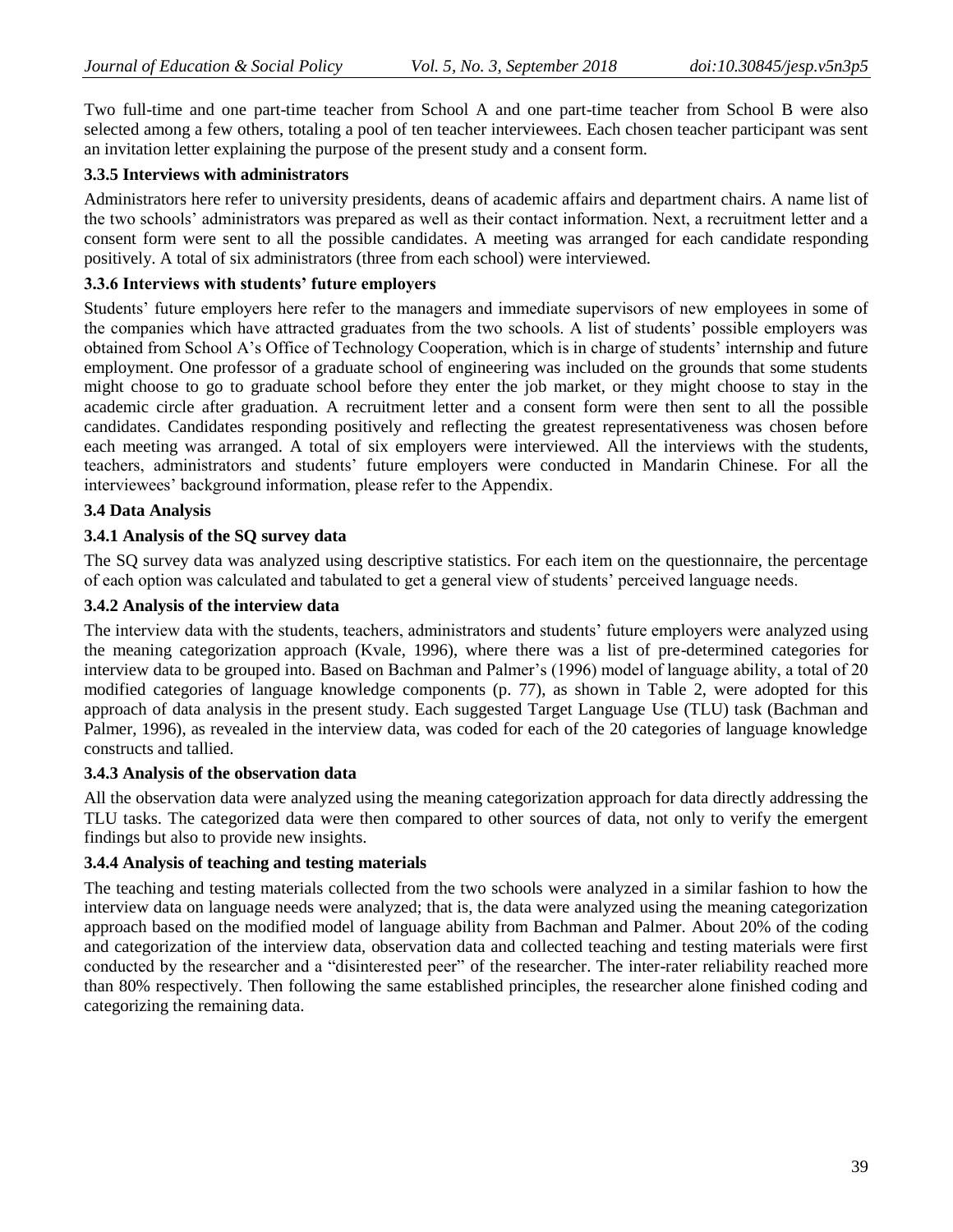Two full-time and one part-time teacher from School A and one part-time teacher from School B were also selected among a few others, totaling a pool of ten teacher interviewees. Each chosen teacher participant was sent an invitation letter explaining the purpose of the present study and a consent form.

#### 3.3.5 Interviews with administrators

Administrators here refer to university presidents, deans of academic affairs and department chairs. A name list of the two schools' administrators was prepared as well as their contact information. Next, a recruitment letter and a consent form were sent to all the possible candidates. A meeting was arranged for each candidate responding positively. A total of six administrators (three from each school) were interviewed.

#### 3.3.6 Interviews with students' future employers

Students' future employers here refer to the managers and immediate supervisors of new employees in some of the companies which have attracted graduates from the two schools. A list of students' possible employers was obtained from School A's Office of Technology Cooperation, which is in charge of students' internship and future employment. One professor of a graduate school of engineering was included on the grounds that some students might choose to go to graduate school before they enter the job market, or they might choose to stay in the academic circle after graduation. A recruitment letter and a consent form were then sent to all the possible candidates. Candidates responding positively and reflecting the greatest representativeness was chosen before each meeting was arranged. A total of six employers were interviewed. All the interviews with the students, teachers, administrators and students' future employers were conducted in Mandarin Chinese. For all the interviewees' background information, please refer to the Appendix.

### 3.4 Data Analysis

#### 3.4.1 Analysis of the SQ survey data

The SQ survey data was analyzed using descriptive statistics. For each item on the questionnaire, the percentage of each option was calculated and tabulated to get a general view of students' perceived language needs.

#### 3.4.2 Analysis of the interview data

The interview data with the students, teachers, administrators and students' future employers were analyzed using the meaning categorization approach (Kvale, 1996), where there was a list of pre-determined categories for interview data to be grouped into. Based on Bachman and Palmer's (1996) model of language ability, a total of 20 modified categories of language knowledge components (p. 77), as shown in Table 2, were adopted for this approach of data analysis in the present study. Each suggested Target Language Use (TLU) task (Bachman and Palmer, 1996), as revealed in the interview data, was coded for each of the 20 categories of language knowledge constructs and tallied.

#### 3.4.3 Analysis of the observation data

All the observation data were analyzed using the meaning categorization approach for data directly addressing the TLU tasks. The categorized data were then compared to other sources of data, not only to verify the emergent findings but also to provide new insights.

#### 3.4.4 Analysis of teaching and testing materials

The teaching and testing materials collected from the two schools were analyzed in a similar fashion to how the interview data on language needs were analyzed; that is, the data were analyzed using the meaning categorization approach based on the modified model of language ability from Bachman and Palmer. About 20% of the coding and categorization of the interview data, observation data and collected teaching and testing materials were first conducted by the researcher and a "disinterested peer" of the researcher. The inter-rater reliability reached more than 80% respectively. Then following the same established principles, the researcher alone finished coding and categorizing the remaining data.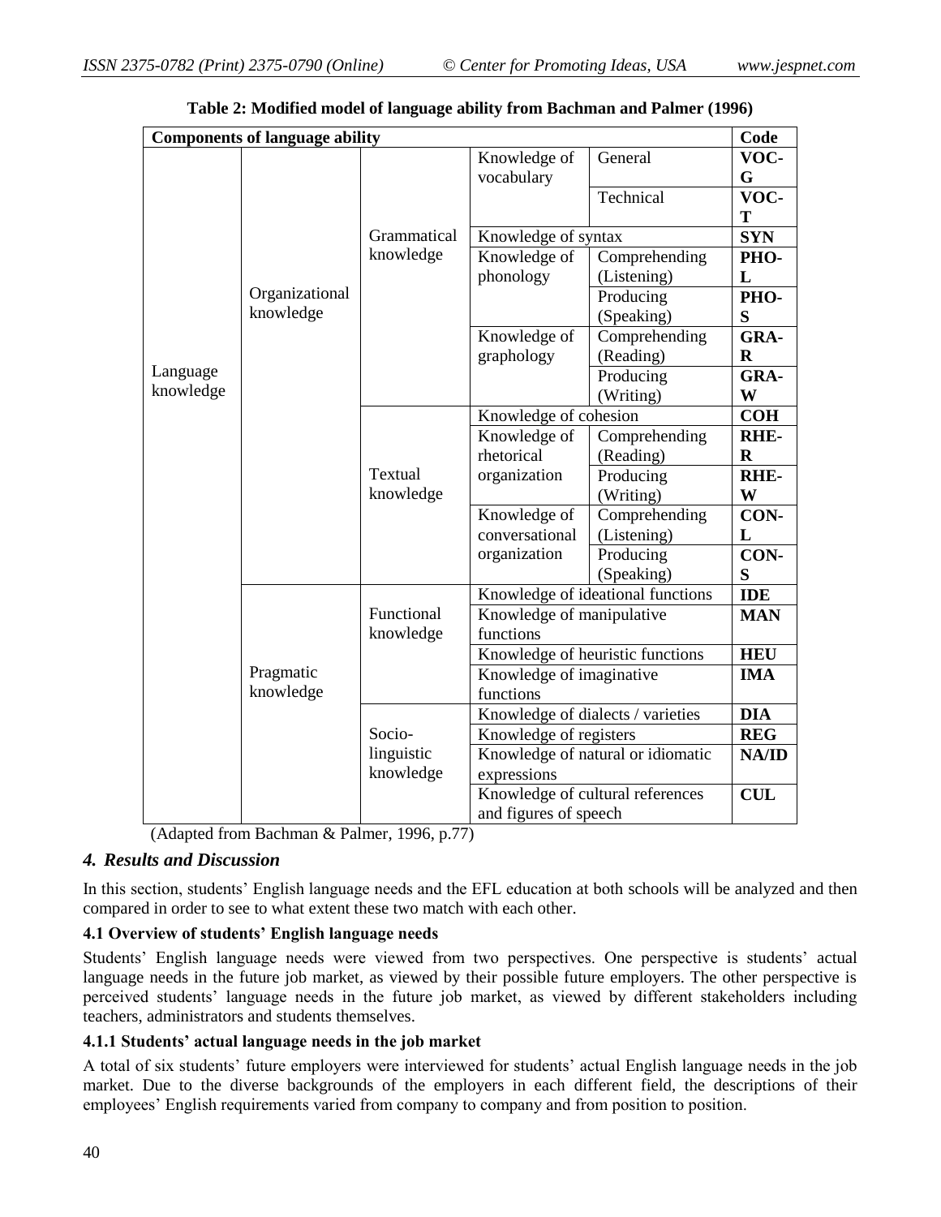**Table 2: Modified model of language ability from Bachman and Palmer (1996)**

| Components of language ability | | | | | Code |
|---|---|---|---|---|---|
| Language knowledge | Organizational knowledge | Grammatical knowledge | Knowledge of vocabulary | General | **VOC-G** |
| | | | | Technical | **VOC-T** |
| | | | Knowledge of syntax | | **SYN** |
| | | | Knowledge of phonology | Comprehending (Listening) | **PHO-L** |
| | | | | Producing (Speaking) | **PHO-S** |
| | | | Knowledge of graphology | Comprehending (Reading) | **GRA-R** |
| | | | | Producing (Writing) | **GRA-W** |
| | | Textual knowledge | Knowledge of cohesion | | **COH** |
| | | | Knowledge of rhetorical organization | Comprehending (Reading) | **RHE-R** |
| | | | | Producing (Writing) | **RHE-W** |
| | | | Knowledge of conversational organization | Comprehending (Listening) | **CON-L** |
| | | | | Producing (Speaking) | **CON-S** |
| | Pragmatic knowledge | Functional knowledge | Knowledge of ideational functions | | **IDE** |
| | | | Knowledge of manipulative functions | | **MAN** |
| | | | Knowledge of heuristic functions | | **HEU** |
| | | | Knowledge of imaginative functions | | **IMA** |
| | | Socio-linguistic knowledge | Knowledge of dialects / varieties | | **DIA** |
| | | | Knowledge of registers | | **REG** |
| | | | Knowledge of natural or idiomatic expressions | | **NA/ID** |
| | | | Knowledge of cultural references and figures of speech | | **CUL** |

(Adapted from Bachman & Palmer, 1996, p.77)

## *4. Results and Discussion*

In this section, students' English language needs and the EFL education at both schools will be analyzed and then compared in order to see to what extent these two match with each other.

### 4.1 Overview of students' English language needs

Students' English language needs were viewed from two perspectives. One perspective is students' actual language needs in the future job market, as viewed by their possible future employers. The other perspective is perceived students' language needs in the future job market, as viewed by different stakeholders including teachers, administrators and students themselves.

#### 4.1.1 Students' actual language needs in the job market

A total of six students' future employers were interviewed for students' actual English language needs in the job market. Due to the diverse backgrounds of the employers in each different field, the descriptions of their employees' English requirements varied from company to company and from position to position.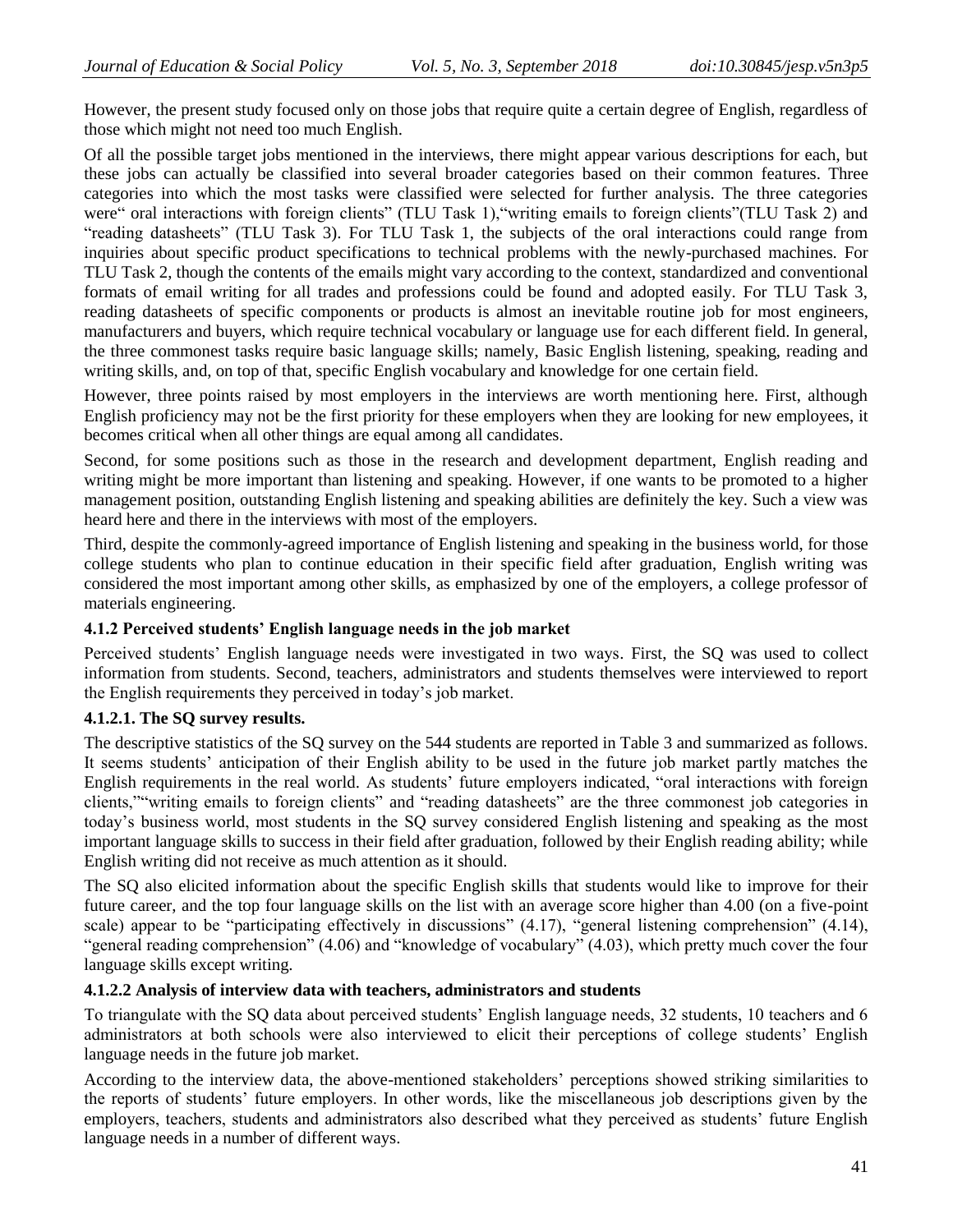However, the present study focused only on those jobs that require quite a certain degree of English, regardless of those which might not need too much English.

Of all the possible target jobs mentioned in the interviews, there might appear various descriptions for each, but these jobs can actually be classified into several broader categories based on their common features. Three categories into which the most tasks were classified were selected for further analysis. The three categories were" oral interactions with foreign clients" (TLU Task 1),"writing emails to foreign clients"(TLU Task 2) and "reading datasheets" (TLU Task 3). For TLU Task 1, the subjects of the oral interactions could range from inquiries about specific product specifications to technical problems with the newly-purchased machines. For TLU Task 2, though the contents of the emails might vary according to the context, standardized and conventional formats of email writing for all trades and professions could be found and adopted easily. For TLU Task 3, reading datasheets of specific components or products is almost an inevitable routine job for most engineers, manufacturers and buyers, which require technical vocabulary or language use for each different field. In general, the three commonest tasks require basic language skills; namely, Basic English listening, speaking, reading and writing skills, and, on top of that, specific English vocabulary and knowledge for one certain field.

However, three points raised by most employers in the interviews are worth mentioning here. First, although English proficiency may not be the first priority for these employers when they are looking for new employees, it becomes critical when all other things are equal among all candidates.

Second, for some positions such as those in the research and development department, English reading and writing might be more important than listening and speaking. However, if one wants to be promoted to a higher management position, outstanding English listening and speaking abilities are definitely the key. Such a view was heard here and there in the interviews with most of the employers.

Third, despite the commonly-agreed importance of English listening and speaking in the business world, for those college students who plan to continue education in their specific field after graduation, English writing was considered the most important among other skills, as emphasized by one of the employers, a college professor of materials engineering.

#### 4.1.2 Perceived students' English language needs in the job market

Perceived students' English language needs were investigated in two ways. First, the SQ was used to collect information from students. Second, teachers, administrators and students themselves were interviewed to report the English requirements they perceived in today's job market.

#### 4.1.2.1. The SQ survey results.

The descriptive statistics of the SQ survey on the 544 students are reported in Table 3 and summarized as follows. It seems students' anticipation of their English ability to be used in the future job market partly matches the English requirements in the real world. As students' future employers indicated, "oral interactions with foreign clients,""writing emails to foreign clients" and "reading datasheets" are the three commonest job categories in today's business world, most students in the SQ survey considered English listening and speaking as the most important language skills to success in their field after graduation, followed by their English reading ability; while English writing did not receive as much attention as it should.

The SQ also elicited information about the specific English skills that students would like to improve for their future career, and the top four language skills on the list with an average score higher than 4.00 (on a five-point scale) appear to be "participating effectively in discussions" (4.17), "general listening comprehension" (4.14), "general reading comprehension" (4.06) and "knowledge of vocabulary" (4.03), which pretty much cover the four language skills except writing.

#### 4.1.2.2 Analysis of interview data with teachers, administrators and students

To triangulate with the SQ data about perceived students' English language needs, 32 students, 10 teachers and 6 administrators at both schools were also interviewed to elicit their perceptions of college students' English language needs in the future job market.

According to the interview data, the above-mentioned stakeholders' perceptions showed striking similarities to the reports of students' future employers. In other words, like the miscellaneous job descriptions given by the employers, teachers, students and administrators also described what they perceived as students' future English language needs in a number of different ways.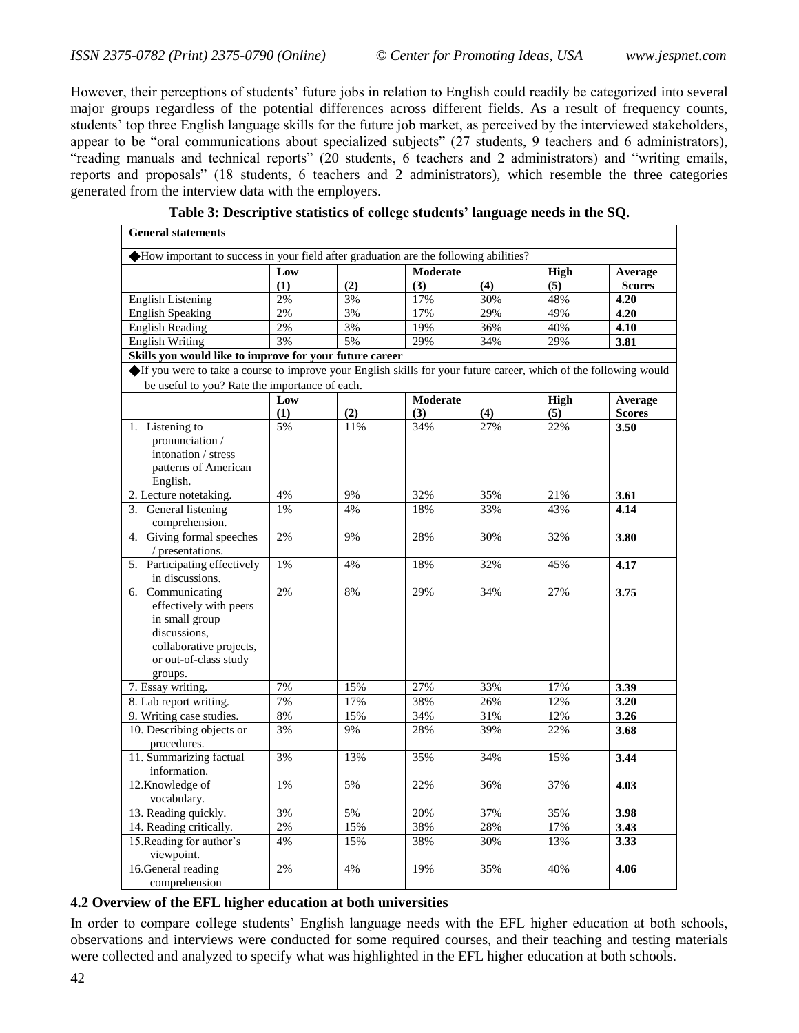However, their perceptions of students' future jobs in relation to English could readily be categorized into several major groups regardless of the potential differences across different fields. As a result of frequency counts, students' top three English language skills for the future job market, as perceived by the interviewed stakeholders, appear to be "oral communications about specialized subjects" (27 students, 9 teachers and 6 administrators), "reading manuals and technical reports" (20 students, 6 teachers and 2 administrators) and "writing emails, reports and proposals" (18 students, 6 teachers and 2 administrators), which resemble the three categories generated from the interview data with the employers.

**Table 3: Descriptive statistics of college students' language needs in the SQ.**

| **General statements** | | | | | | |
|---|---|---|---|---|---|---|
| ◆How important to success in your field after graduation are the following abilities? | | | | | | |
| | **Low (1)** | **(2)** | **Moderate (3)** | **(4)** | **High (5)** | **Average Scores** |
| English Listening | 2% | 3% | 17% | 30% | 48% | **4.20** |
| English Speaking | 2% | 3% | 17% | 29% | 49% | **4.20** |
| English Reading | 2% | 3% | 19% | 36% | 40% | **4.10** |
| English Writing | 3% | 5% | 29% | 34% | 29% | **3.81** |
| **Skills you would like to improve for your future career** | | | | | | |
| ◆If you were to take a course to improve your English skills for your future career, which of the following would be useful to you? Rate the importance of each. | | | | | | |
| | **Low (1)** | **(2)** | **Moderate (3)** | **(4)** | **High (5)** | **Average Scores** |
| 1. Listening to pronunciation / intonation / stress patterns of American English. | 5% | 11% | 34% | 27% | 22% | **3.50** |
| 2. Lecture notetaking. | 4% | 9% | 32% | 35% | 21% | **3.61** |
| 3. General listening comprehension. | 1% | 4% | 18% | 33% | 43% | **4.14** |
| 4. Giving formal speeches / presentations. | 2% | 9% | 28% | 30% | 32% | **3.80** |
| 5. Participating effectively in discussions. | 1% | 4% | 18% | 32% | 45% | **4.17** |
| 6. Communicating effectively with peers in small group discussions, collaborative projects, or out-of-class study groups. | 2% | 8% | 29% | 34% | 27% | **3.75** |
| 7. Essay writing. | 7% | 15% | 27% | 33% | 17% | **3.39** |
| 8. Lab report writing. | 7% | 17% | 38% | 26% | 12% | **3.20** |
| 9. Writing case studies. | 8% | 15% | 34% | 31% | 12% | **3.26** |
| 10. Describing objects or procedures. | 3% | 9% | 28% | 39% | 22% | **3.68** |
| 11. Summarizing factual information. | 3% | 13% | 35% | 34% | 15% | **3.44** |
| 12.Knowledge of vocabulary. | 1% | 5% | 22% | 36% | 37% | **4.03** |
| 13. Reading quickly. | 3% | 5% | 20% | 37% | 35% | **3.98** |
| 14. Reading critically. | 2% | 15% | 38% | 28% | 17% | **3.43** |
| 15.Reading for author's viewpoint. | 4% | 15% | 38% | 30% | 13% | **3.33** |
| 16.General reading comprehension | 2% | 4% | 19% | 35% | 40% | **4.06** |

### 4.2 Overview of the EFL higher education at both universities

In order to compare college students' English language needs with the EFL higher education at both schools, observations and interviews were conducted for some required courses, and their teaching and testing materials were collected and analyzed to specify what was highlighted in the EFL higher education at both schools.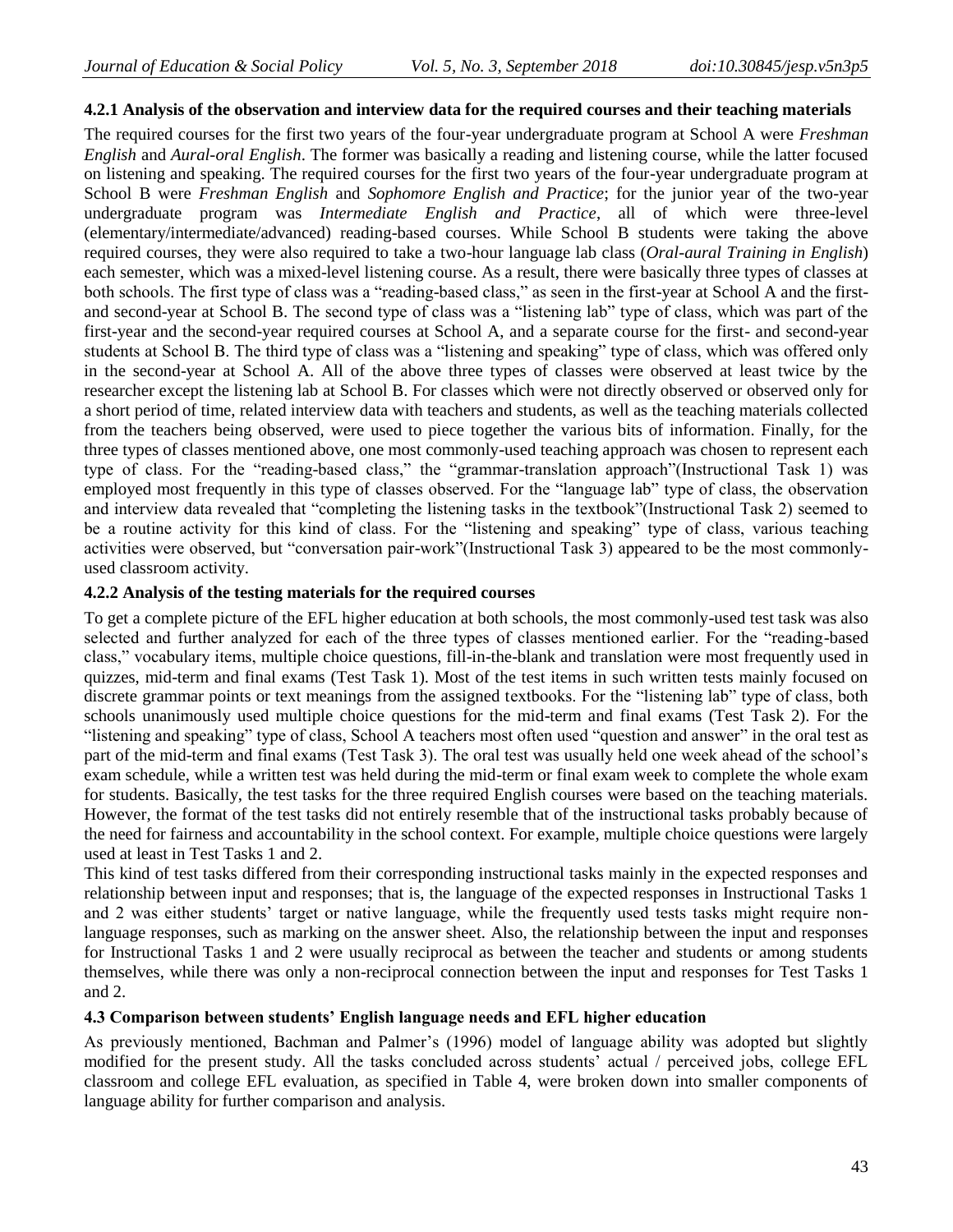#### 4.2.1 Analysis of the observation and interview data for the required courses and their teaching materials

The required courses for the first two years of the four-year undergraduate program at School A were *Freshman English* and *Aural-oral English*. The former was basically a reading and listening course, while the latter focused on listening and speaking. The required courses for the first two years of the four-year undergraduate program at School B were *Freshman English* and *Sophomore English and Practice*; for the junior year of the two-year undergraduate program was *Intermediate English and Practice*, all of which were three-level (elementary/intermediate/advanced) reading-based courses. While School B students were taking the above required courses, they were also required to take a two-hour language lab class (*Oral-aural Training in English*) each semester, which was a mixed-level listening course. As a result, there were basically three types of classes at both schools. The first type of class was a "reading-based class," as seen in the first-year at School A and the first- and second-year at School B. The second type of class was a "listening lab" type of class, which was part of the first-year and the second-year required courses at School A, and a separate course for the first- and second-year students at School B. The third type of class was a "listening and speaking" type of class, which was offered only in the second-year at School A. All of the above three types of classes were observed at least twice by the researcher except the listening lab at School B. For classes which were not directly observed or observed only for a short period of time, related interview data with teachers and students, as well as the teaching materials collected from the teachers being observed, were used to piece together the various bits of information. Finally, for the three types of classes mentioned above, one most commonly-used teaching approach was chosen to represent each type of class. For the "reading-based class," the "grammar-translation approach"(Instructional Task 1) was employed most frequently in this type of classes observed. For the "language lab" type of class, the observation and interview data revealed that "completing the listening tasks in the textbook"(Instructional Task 2) seemed to be a routine activity for this kind of class. For the "listening and speaking" type of class, various teaching activities were observed, but "conversation pair-work"(Instructional Task 3) appeared to be the most commonly-used classroom activity.

#### 4.2.2 Analysis of the testing materials for the required courses

To get a complete picture of the EFL higher education at both schools, the most commonly-used test task was also selected and further analyzed for each of the three types of classes mentioned earlier. For the "reading-based class," vocabulary items, multiple choice questions, fill-in-the-blank and translation were most frequently used in quizzes, mid-term and final exams (Test Task 1). Most of the test items in such written tests mainly focused on discrete grammar points or text meanings from the assigned textbooks. For the "listening lab" type of class, both schools unanimously used multiple choice questions for the mid-term and final exams (Test Task 2). For the "listening and speaking" type of class, School A teachers most often used "question and answer" in the oral test as part of the mid-term and final exams (Test Task 3). The oral test was usually held one week ahead of the school's exam schedule, while a written test was held during the mid-term or final exam week to complete the whole exam for students. Basically, the test tasks for the three required English courses were based on the teaching materials. However, the format of the test tasks did not entirely resemble that of the instructional tasks probably because of the need for fairness and accountability in the school context. For example, multiple choice questions were largely used at least in Test Tasks 1 and 2.

This kind of test tasks differed from their corresponding instructional tasks mainly in the expected responses and relationship between input and responses; that is, the language of the expected responses in Instructional Tasks 1 and 2 was either students' target or native language, while the frequently used tests tasks might require non-language responses, such as marking on the answer sheet. Also, the relationship between the input and responses for Instructional Tasks 1 and 2 were usually reciprocal as between the teacher and students or among students themselves, while there was only a non-reciprocal connection between the input and responses for Test Tasks 1 and 2.

### 4.3 Comparison between students' English language needs and EFL higher education

As previously mentioned, Bachman and Palmer's (1996) model of language ability was adopted but slightly modified for the present study. All the tasks concluded across students' actual / perceived jobs, college EFL classroom and college EFL evaluation, as specified in Table 4, were broken down into smaller components of language ability for further comparison and analysis.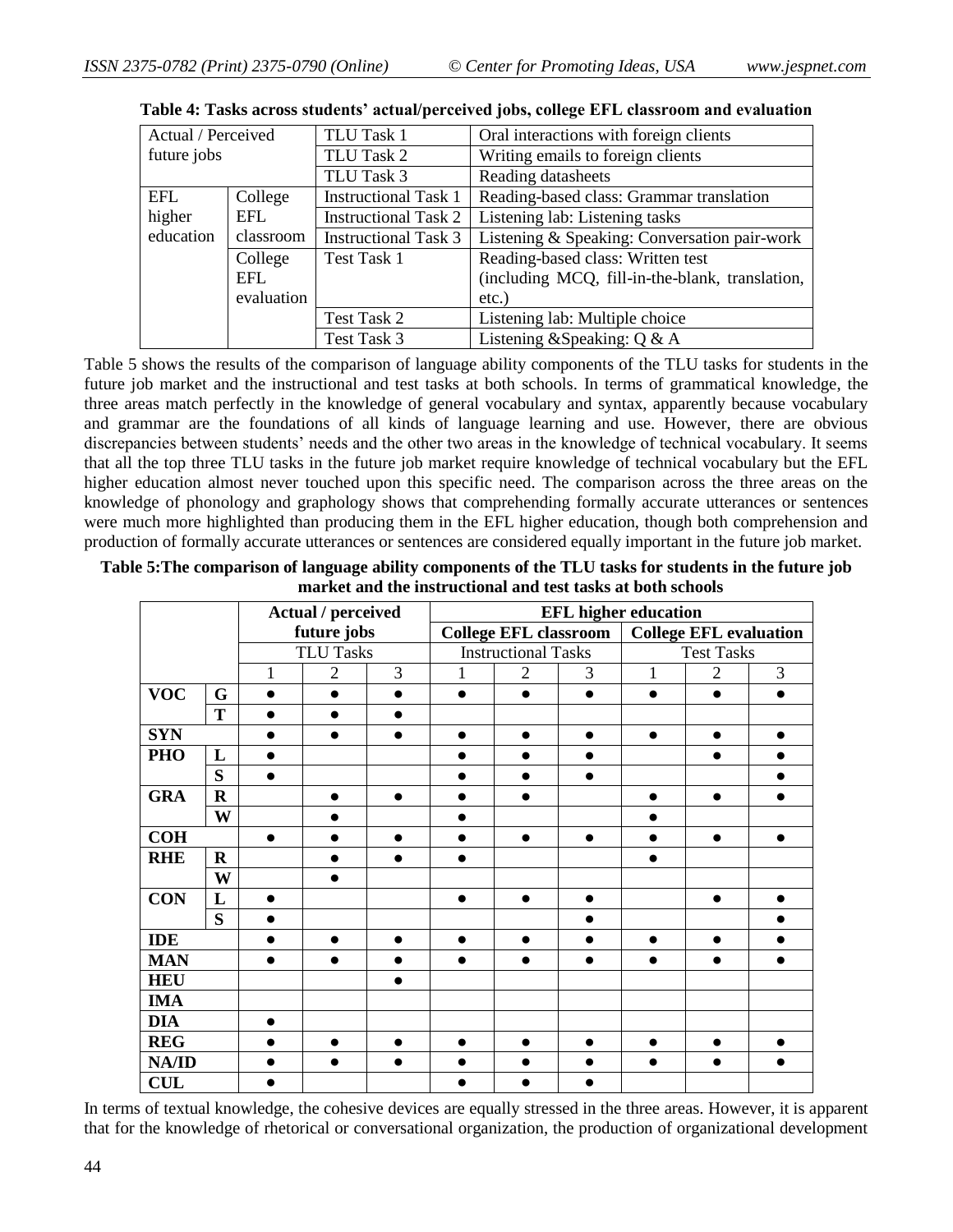**Table 4: Tasks across students' actual/perceived jobs, college EFL classroom and evaluation**

| Actual / Perceived future jobs | | TLU Task 1 | Oral interactions with foreign clients |
|---|---|---|---|
| | | TLU Task 2 | Writing emails to foreign clients |
| | | TLU Task 3 | Reading datasheets |
| EFL higher education | College EFL classroom | Instructional Task 1 | Reading-based class: Grammar translation |
| | | Instructional Task 2 | Listening lab: Listening tasks |
| | | Instructional Task 3 | Listening & Speaking: Conversation pair-work |
| | College EFL evaluation | Test Task 1 | Reading-based class: Written test (including MCQ, fill-in-the-blank, translation, etc.) |
| | | Test Task 2 | Listening lab: Multiple choice |
| | | Test Task 3 | Listening &Speaking: Q & A |

Table 5 shows the results of the comparison of language ability components of the TLU tasks for students in the future job market and the instructional and test tasks at both schools. In terms of grammatical knowledge, the three areas match perfectly in the knowledge of general vocabulary and syntax, apparently because vocabulary and grammar are the foundations of all kinds of language learning and use. However, there are obvious discrepancies between students' needs and the other two areas in the knowledge of technical vocabulary. It seems that all the top three TLU tasks in the future job market require knowledge of technical vocabulary but the EFL higher education almost never touched upon this specific need. The comparison across the three areas on the knowledge of phonology and graphology shows that comprehending formally accurate utterances or sentences were much more highlighted than producing them in the EFL higher education, though both comprehension and production of formally accurate utterances or sentences are considered equally important in the future job market.

**Table 5:The comparison of language ability components of the TLU tasks for students in the future job market and the instructional and test tasks at both schools**

| | | Actual / perceived future jobs | | | EFL higher education | | | | | |
|---|---|---|---|---|---|---|---|---|---|---|
| | | | | | College EFL classroom | | | College EFL evaluation | | |
| | | TLU Tasks | | | Instructional Tasks | | | Test Tasks | | |
| | | 1 | 2 | 3 | 1 | 2 | 3 | 1 | 2 | 3 |
| **VOC** | **G** | ● | ● | ● | ● | ● | ● | ● | ● | ● |
| | **T** | ● | ● | ● | | | | | | |
| **SYN** | | ● | ● | ● | ● | ● | ● | ● | ● | ● |
| **PHO** | **L** | ● | | | ● | ● | ● | | ● | ● |
| | **S** | ● | | | ● | ● | ● | | | ● |
| **GRA** | **R** | | ● | ● | ● | ● | | ● | ● | ● |
| | **W** | | ● | | ● | | | ● | | |
| **COH** | | ● | ● | ● | ● | ● | ● | ● | ● | ● |
| **RHE** | **R** | | ● | ● | ● | | | ● | | |
| | **W** | | ● | | | | | | | |
| **CON** | **L** | ● | | | ● | ● | ● | | ● | ● |
| | **S** | ● | | | | | ● | | | ● |
| **IDE** | | ● | ● | ● | ● | ● | ● | ● | ● | ● |
| **MAN** | | ● | ● | ● | ● | ● | ● | ● | ● | ● |
| **HEU** | | | | ● | | | | | | |
| **IMA** | | | | | | | | | | |
| **DIA** | | ● | | | | | | | | |
| **REG** | | ● | ● | ● | ● | ● | ● | ● | ● | ● |
| **NA/ID** | | ● | ● | ● | ● | ● | ● | ● | ● | ● |
| **CUL** | | ● | | | ● | ● | ● | | | |

In terms of textual knowledge, the cohesive devices are equally stressed in the three areas. However, it is apparent that for the knowledge of rhetorical or conversational organization, the production of organizational development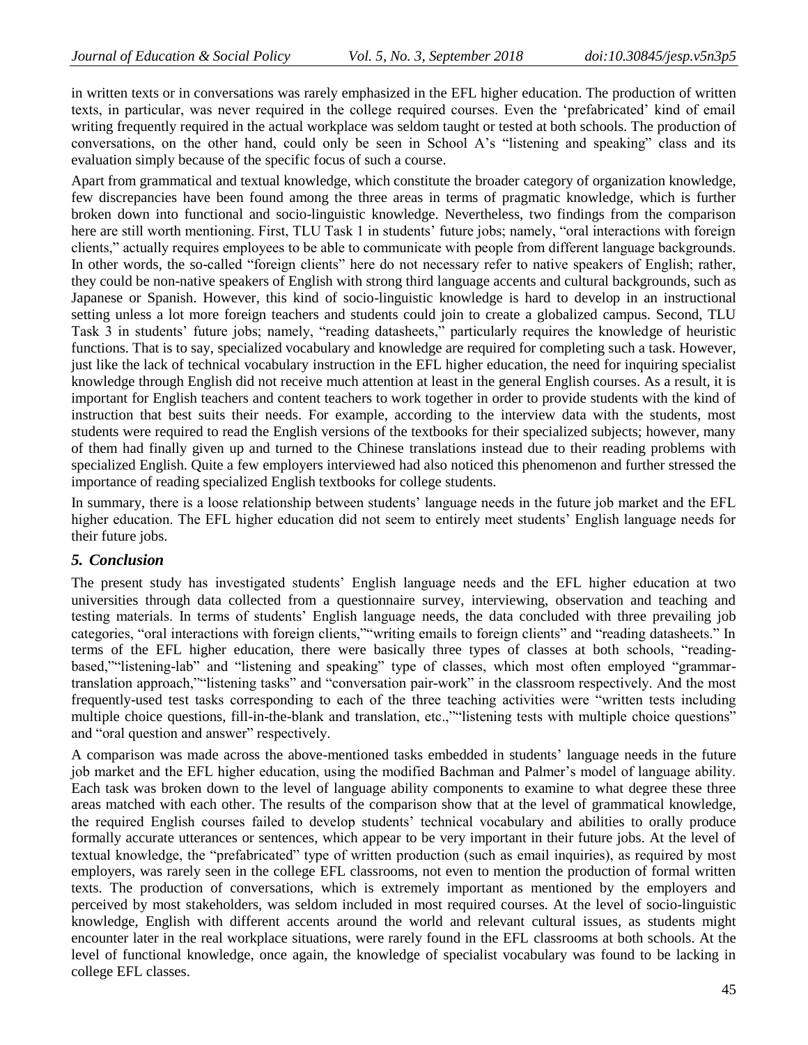in written texts or in conversations was rarely emphasized in the EFL higher education. The production of written texts, in particular, was never required in the college required courses. Even the 'prefabricated' kind of email writing frequently required in the actual workplace was seldom taught or tested at both schools. The production of conversations, on the other hand, could only be seen in School A's "listening and speaking" class and its evaluation simply because of the specific focus of such a course.

Apart from grammatical and textual knowledge, which constitute the broader category of organization knowledge, few discrepancies have been found among the three areas in terms of pragmatic knowledge, which is further broken down into functional and socio-linguistic knowledge. Nevertheless, two findings from the comparison here are still worth mentioning. First, TLU Task 1 in students' future jobs; namely, "oral interactions with foreign clients," actually requires employees to be able to communicate with people from different language backgrounds. In other words, the so-called "foreign clients" here do not necessary refer to native speakers of English; rather, they could be non-native speakers of English with strong third language accents and cultural backgrounds, such as Japanese or Spanish. However, this kind of socio-linguistic knowledge is hard to develop in an instructional setting unless a lot more foreign teachers and students could join to create a globalized campus. Second, TLU Task 3 in students' future jobs; namely, "reading datasheets," particularly requires the knowledge of heuristic functions. That is to say, specialized vocabulary and knowledge are required for completing such a task. However, just like the lack of technical vocabulary instruction in the EFL higher education, the need for inquiring specialist knowledge through English did not receive much attention at least in the general English courses. As a result, it is important for English teachers and content teachers to work together in order to provide students with the kind of instruction that best suits their needs. For example, according to the interview data with the students, most students were required to read the English versions of the textbooks for their specialized subjects; however, many of them had finally given up and turned to the Chinese translations instead due to their reading problems with specialized English. Quite a few employers interviewed had also noticed this phenomenon and further stressed the importance of reading specialized English textbooks for college students.

In summary, there is a loose relationship between students' language needs in the future job market and the EFL higher education. The EFL higher education did not seem to entirely meet students' English language needs for their future jobs.

## *5. Conclusion*

The present study has investigated students' English language needs and the EFL higher education at two universities through data collected from a questionnaire survey, interviewing, observation and teaching and testing materials. In terms of students' English language needs, the data concluded with three prevailing job categories, "oral interactions with foreign clients,""writing emails to foreign clients" and "reading datasheets." In terms of the EFL higher education, there were basically three types of classes at both schools, "reading-based,""listening-lab" and "listening and speaking" type of classes, which most often employed "grammar-translation approach,""listening tasks" and "conversation pair-work" in the classroom respectively. And the most frequently-used test tasks corresponding to each of the three teaching activities were "written tests including multiple choice questions, fill-in-the-blank and translation, etc.,""listening tests with multiple choice questions" and "oral question and answer" respectively.

A comparison was made across the above-mentioned tasks embedded in students' language needs in the future job market and the EFL higher education, using the modified Bachman and Palmer's model of language ability. Each task was broken down to the level of language ability components to examine to what degree these three areas matched with each other. The results of the comparison show that at the level of grammatical knowledge, the required English courses failed to develop students' technical vocabulary and abilities to orally produce formally accurate utterances or sentences, which appear to be very important in their future jobs. At the level of textual knowledge, the "prefabricated" type of written production (such as email inquiries), as required by most employers, was rarely seen in the college EFL classrooms, not even to mention the production of formal written texts. The production of conversations, which is extremely important as mentioned by the employers and perceived by most stakeholders, was seldom included in most required courses. At the level of socio-linguistic knowledge, English with different accents around the world and relevant cultural issues, as students might encounter later in the real workplace situations, were rarely found in the EFL classrooms at both schools. At the level of functional knowledge, once again, the knowledge of specialist vocabulary was found to be lacking in college EFL classes.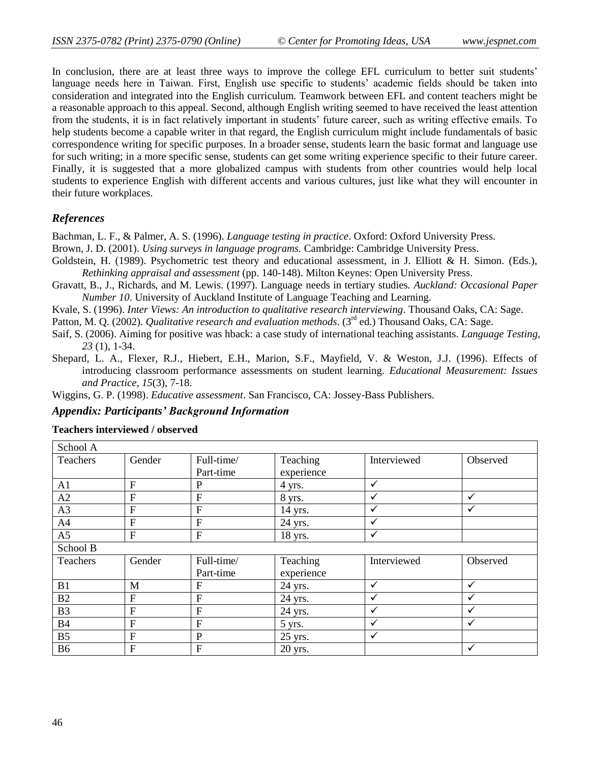In conclusion, there are at least three ways to improve the college EFL curriculum to better suit students' language needs here in Taiwan. First, English use specific to students' academic fields should be taken into consideration and integrated into the English curriculum. Teamwork between EFL and content teachers might be a reasonable approach to this appeal. Second, although English writing seemed to have received the least attention from the students, it is in fact relatively important in students' future career, such as writing effective emails. To help students become a capable writer in that regard, the English curriculum might include fundamentals of basic correspondence writing for specific purposes. In a broader sense, students learn the basic format and language use for such writing; in a more specific sense, students can get some writing experience specific to their future career. Finally, it is suggested that a more globalized campus with students from other countries would help local students to experience English with different accents and various cultures, just like what they will encounter in their future workplaces.

## *References*

Bachman, L. F., & Palmer, A. S. (1996). *Language testing in practice*. Oxford: Oxford University Press.

Brown, J. D. (2001). *Using surveys in language programs.* Cambridge: Cambridge University Press.

Goldstein, H. (1989). Psychometric test theory and educational assessment, in J. Elliott & H. Simon. (Eds.), *Rethinking appraisal and assessment* (pp. 140-148). Milton Keynes: Open University Press.

Gravatt, B., J., Richards, and M. Lewis. (1997). Language needs in tertiary studies. *Auckland: Occasional Paper Number 10*. University of Auckland Institute of Language Teaching and Learning.

Kvale, S. (1996). *Inter Views: An introduction to qualitative research interviewing*. Thousand Oaks, CA: Sage.

Patton, M. Q. (2002). *Qualitative research and evaluation methods*. (3rd ed.) Thousand Oaks, CA: Sage.

Saif, S. (2006). Aiming for positive was hback: a case study of international teaching assistants. *Language Testing, 23* (1), 1-34.

Shepard, L. A., Flexer, R.J., Hiebert, E.H., Marion, S.F., Mayfield, V. & Weston, J.J. (1996). Effects of introducing classroom performance assessments on student learning. *Educational Measurement: Issues and Practice, 15*(3), 7-18.

Wiggins, G. P. (1998). *Educative assessment*. San Francisco, CA: Jossey-Bass Publishers.

## *Appendix: Participants' Background Information*

**Teachers interviewed / observed**

| School A | | | | | |
|---|---|---|---|---|---|
| Teachers | Gender | Full-time/ Part-time | Teaching experience | Interviewed | Observed |
| A1 | F | P | 4 yrs. | ✓ | |
| A2 | F | F | 8 yrs. | ✓ | ✓ |
| A3 | F | F | 14 yrs. | ✓ | ✓ |
| A4 | F | F | 24 yrs. | ✓ | |
| A5 | F | F | 18 yrs. | ✓ | |
| School B | | | | | |
| Teachers | Gender | Full-time/ Part-time | Teaching experience | Interviewed | Observed |
| B1 | M | F | 24 yrs. | ✓ | ✓ |
| B2 | F | F | 24 yrs. | ✓ | ✓ |
| B3 | F | F | 24 yrs. | ✓ | ✓ |
| B4 | F | F | 5 yrs. | ✓ | ✓ |
| B5 | F | P | 25 yrs. | ✓ | |
| B6 | F | F | 20 yrs. | | ✓ |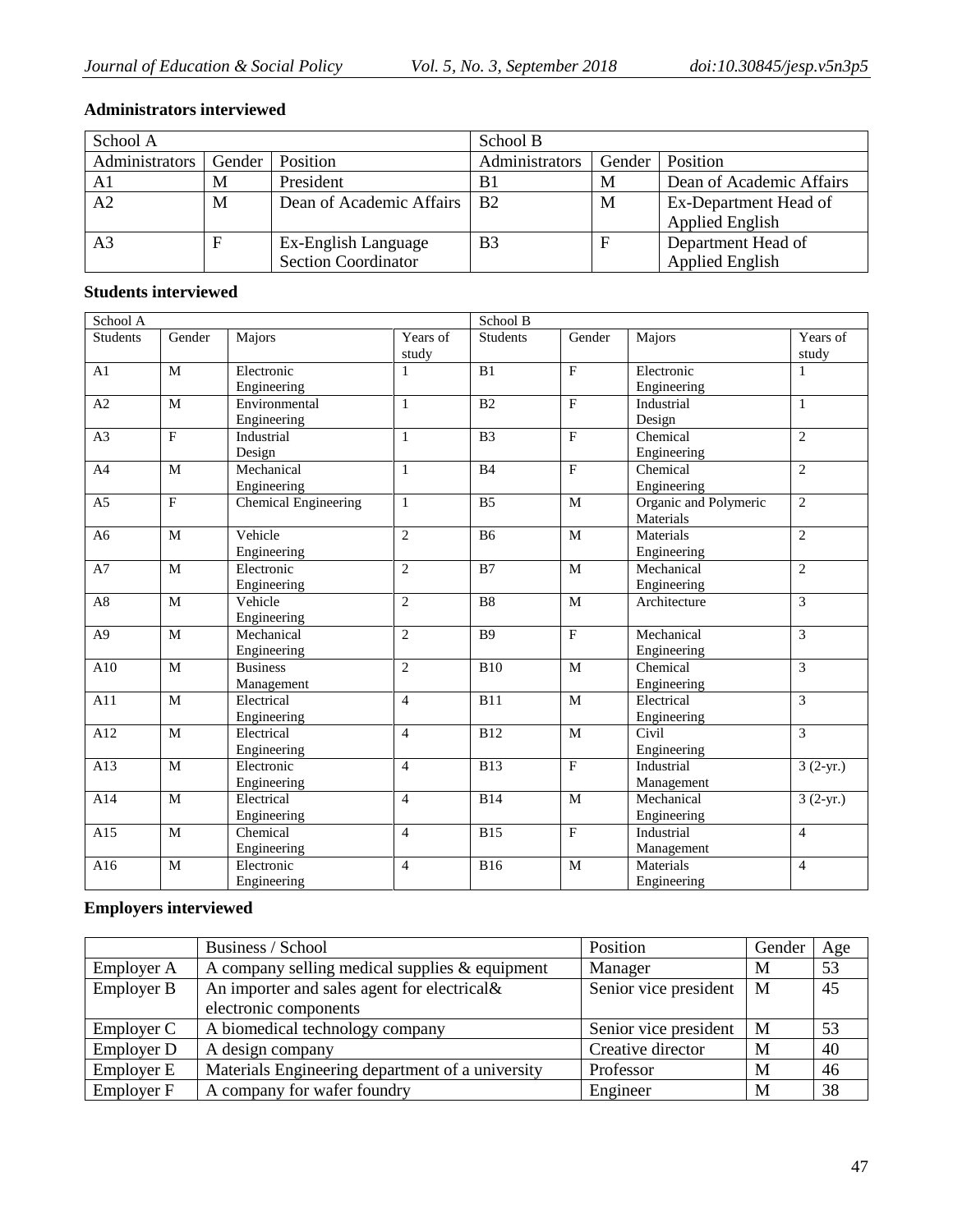**Administrators interviewed**

| School A | | | School B | | |
|---|---|---|---|---|---|
| Administrators | Gender | Position | Administrators | Gender | Position |
| A1 | M | President | B1 | M | Dean of Academic Affairs |
| A2 | M | Dean of Academic Affairs | B2 | M | Ex-Department Head of Applied English |
| A3 | F | Ex-English Language Section Coordinator | B3 | F | Department Head of Applied English |

**Students interviewed**

| School A | | | | School B | | | |
|---|---|---|---|---|---|---|---|
| Students | Gender | Majors | Years of study | Students | Gender | Majors | Years of study |
| A1 | M | Electronic Engineering | 1 | B1 | F | Electronic Engineering | 1 |
| A2 | M | Environmental Engineering | 1 | B2 | F | Industrial Design | 1 |
| A3 | F | Industrial Design | 1 | B3 | F | Chemical Engineering | 2 |
| A4 | M | Mechanical Engineering | 1 | B4 | F | Chemical Engineering | 2 |
| A5 | F | Chemical Engineering | 1 | B5 | M | Organic and Polymeric Materials | 2 |
| A6 | M | Vehicle Engineering | 2 | B6 | M | Materials Engineering | 2 |
| A7 | M | Electronic Engineering | 2 | B7 | M | Mechanical Engineering | 2 |
| A8 | M | Vehicle Engineering | 2 | B8 | M | Architecture | 3 |
| A9 | M | Mechanical Engineering | 2 | B9 | F | Mechanical Engineering | 3 |
| A10 | M | Business Management | 2 | B10 | M | Chemical Engineering | 3 |
| A11 | M | Electrical Engineering | 4 | B11 | M | Electrical Engineering | 3 |
| A12 | M | Electrical Engineering | 4 | B12 | M | Civil Engineering | 3 |
| A13 | M | Electronic Engineering | 4 | B13 | F | Industrial Management | 3 (2-yr.) |
| A14 | M | Electrical Engineering | 4 | B14 | M | Mechanical Engineering | 3 (2-yr.) |
| A15 | M | Chemical Engineering | 4 | B15 | F | Industrial Management | 4 |
| A16 | M | Electronic Engineering | 4 | B16 | M | Materials Engineering | 4 |

**Employers interviewed**

| | Business / School | Position | Gender | Age |
|---|---|---|---|---|
| Employer A | A company selling medical supplies & equipment | Manager | M | 53 |
| Employer B | An importer and sales agent for electrical& electronic components | Senior vice president | M | 45 |
| Employer C | A biomedical technology company | Senior vice president | M | 53 |
| Employer D | A design company | Creative director | M | 40 |
| Employer E | Materials Engineering department of a university | Professor | M | 46 |
| Employer F | A company for wafer foundry | Engineer | M | 38 |